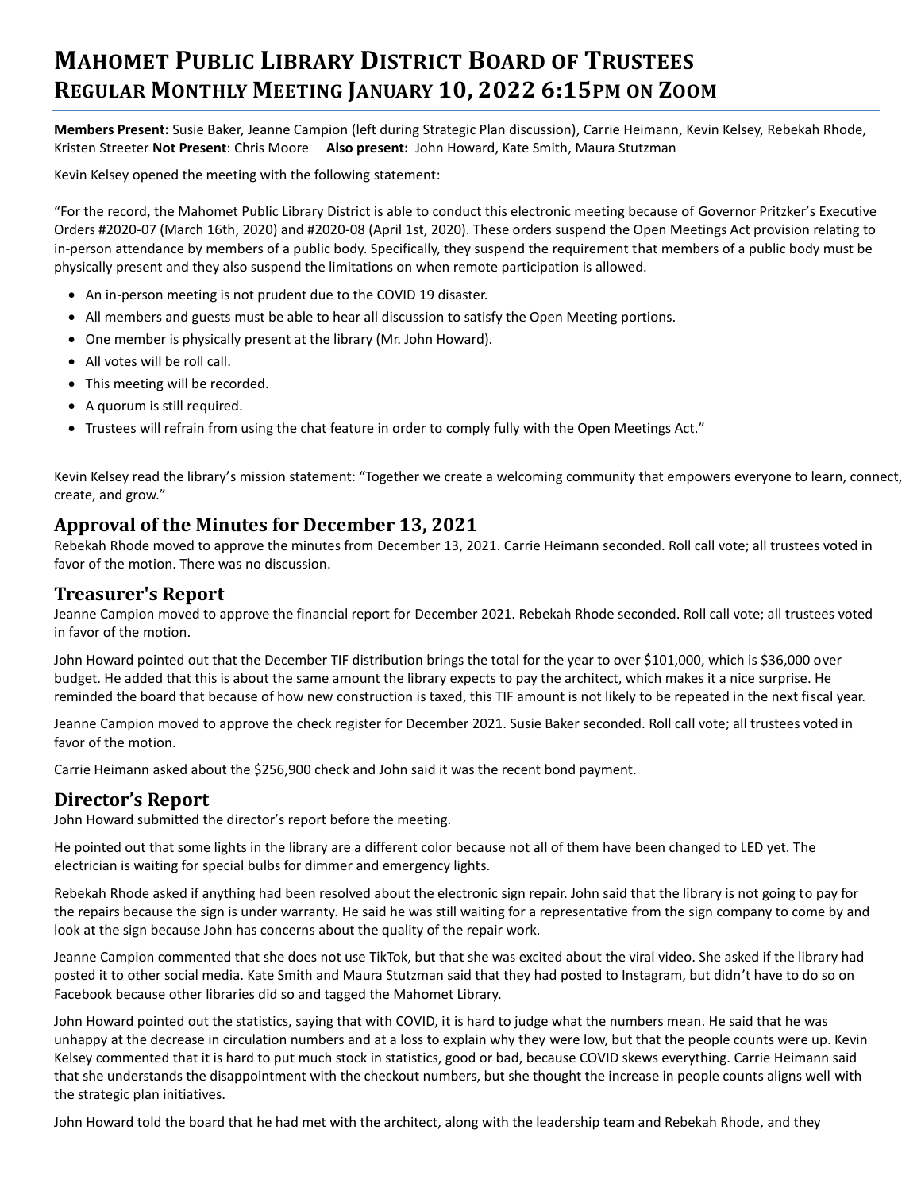# Mahomet Public Library District Board of Trustees
# Regular Monthly Meeting January 10, 2022 6:15pm on Zoom

**Members Present:** Susie Baker, Jeanne Campion (left during Strategic Plan discussion), Carrie Heimann, Kevin Kelsey, Rebekah Rhode, Kristen Streeter **Not Present**: Chris Moore **Also present:** John Howard, Kate Smith, Maura Stutzman

Kevin Kelsey opened the meeting with the following statement:

"For the record, the Mahomet Public Library District is able to conduct this electronic meeting because of Governor Pritzker's Executive Orders #2020-07 (March 16th, 2020) and #2020-08 (April 1st, 2020). These orders suspend the Open Meetings Act provision relating to in-person attendance by members of a public body. Specifically, they suspend the requirement that members of a public body must be physically present and they also suspend the limitations on when remote participation is allowed.

- An in-person meeting is not prudent due to the COVID 19 disaster.
- All members and guests must be able to hear all discussion to satisfy the Open Meeting portions.
- One member is physically present at the library (Mr. John Howard).
- All votes will be roll call.
- This meeting will be recorded.
- A quorum is still required.
- Trustees will refrain from using the chat feature in order to comply fully with the Open Meetings Act."

Kevin Kelsey read the library's mission statement: "Together we create a welcoming community that empowers everyone to learn, connect, create, and grow."

## Approval of the Minutes for December 13, 2021

Rebekah Rhode moved to approve the minutes from December 13, 2021. Carrie Heimann seconded. Roll call vote; all trustees voted in favor of the motion. There was no discussion.

## Treasurer's Report

Jeanne Campion moved to approve the financial report for December 2021. Rebekah Rhode seconded. Roll call vote; all trustees voted in favor of the motion.

John Howard pointed out that the December TIF distribution brings the total for the year to over $101,000, which is $36,000 over budget. He added that this is about the same amount the library expects to pay the architect, which makes it a nice surprise. He reminded the board that because of how new construction is taxed, this TIF amount is not likely to be repeated in the next fiscal year.

Jeanne Campion moved to approve the check register for December 2021. Susie Baker seconded. Roll call vote; all trustees voted in favor of the motion.

Carrie Heimann asked about the $256,900 check and John said it was the recent bond payment.

## Director's Report

John Howard submitted the director's report before the meeting.

He pointed out that some lights in the library are a different color because not all of them have been changed to LED yet. The electrician is waiting for special bulbs for dimmer and emergency lights.

Rebekah Rhode asked if anything had been resolved about the electronic sign repair. John said that the library is not going to pay for the repairs because the sign is under warranty. He said he was still waiting for a representative from the sign company to come by and look at the sign because John has concerns about the quality of the repair work.

Jeanne Campion commented that she does not use TikTok, but that she was excited about the viral video. She asked if the library had posted it to other social media. Kate Smith and Maura Stutzman said that they had posted to Instagram, but didn't have to do so on Facebook because other libraries did so and tagged the Mahomet Library.

John Howard pointed out the statistics, saying that with COVID, it is hard to judge what the numbers mean. He said that he was unhappy at the decrease in circulation numbers and at a loss to explain why they were low, but that the people counts were up. Kevin Kelsey commented that it is hard to put much stock in statistics, good or bad, because COVID skews everything. Carrie Heimann said that she understands the disappointment with the checkout numbers, but she thought the increase in people counts aligns well with the strategic plan initiatives.

John Howard told the board that he had met with the architect, along with the leadership team and Rebekah Rhode, and they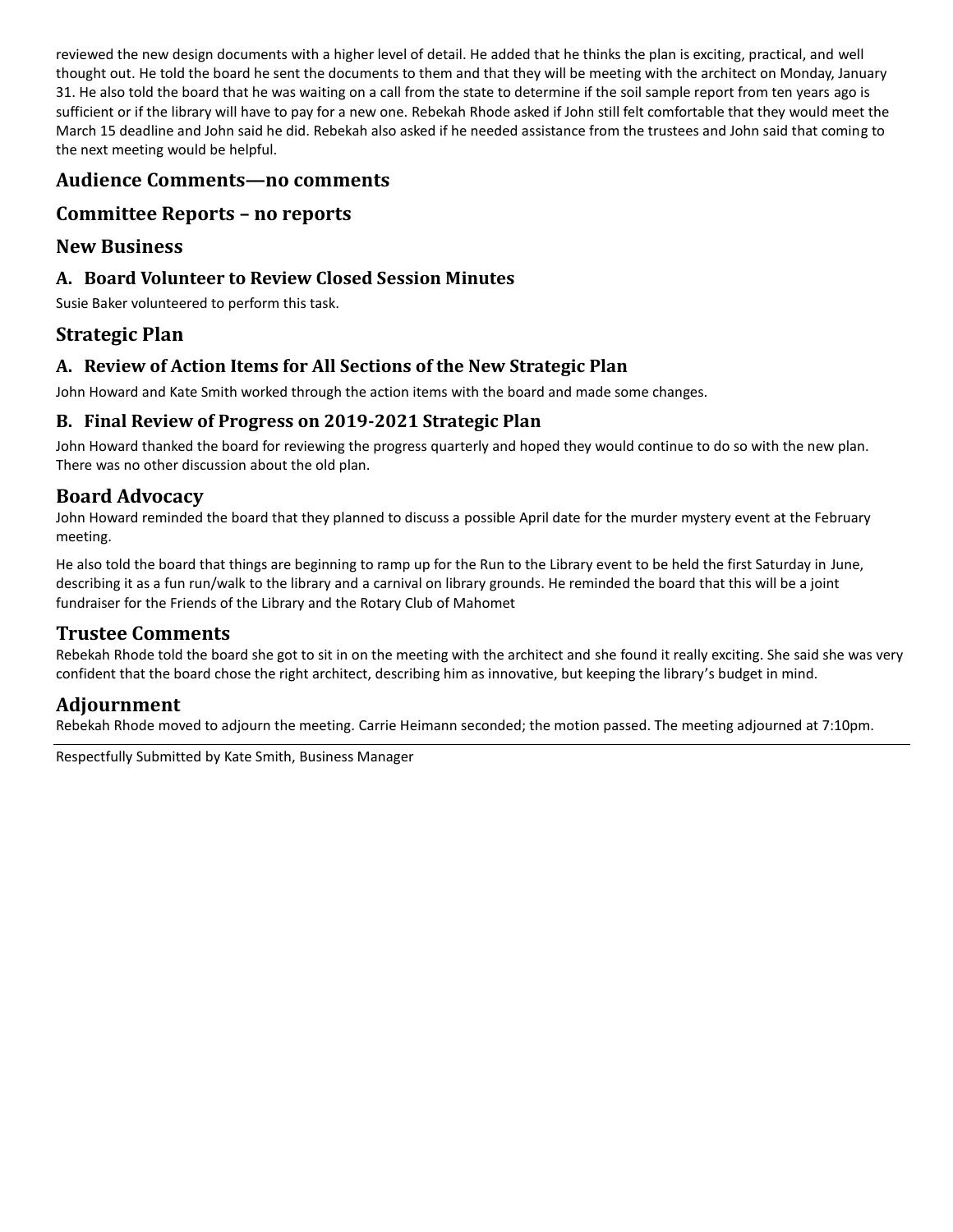reviewed the new design documents with a higher level of detail. He added that he thinks the plan is exciting, practical, and well thought out. He told the board he sent the documents to them and that they will be meeting with the architect on Monday, January 31. He also told the board that he was waiting on a call from the state to determine if the soil sample report from ten years ago is sufficient or if the library will have to pay for a new one. Rebekah Rhode asked if John still felt comfortable that they would meet the March 15 deadline and John said he did. Rebekah also asked if he needed assistance from the trustees and John said that coming to the next meeting would be helpful.

## Audience Comments—no comments

## Committee Reports – no reports

## New Business

### A. Board Volunteer to Review Closed Session Minutes

Susie Baker volunteered to perform this task.

## Strategic Plan

### A. Review of Action Items for All Sections of the New Strategic Plan

John Howard and Kate Smith worked through the action items with the board and made some changes.

### B. Final Review of Progress on 2019-2021 Strategic Plan

John Howard thanked the board for reviewing the progress quarterly and hoped they would continue to do so with the new plan. There was no other discussion about the old plan.

## Board Advocacy

John Howard reminded the board that they planned to discuss a possible April date for the murder mystery event at the February meeting.

He also told the board that things are beginning to ramp up for the Run to the Library event to be held the first Saturday in June, describing it as a fun run/walk to the library and a carnival on library grounds. He reminded the board that this will be a joint fundraiser for the Friends of the Library and the Rotary Club of Mahomet

## Trustee Comments

Rebekah Rhode told the board she got to sit in on the meeting with the architect and she found it really exciting. She said she was very confident that the board chose the right architect, describing him as innovative, but keeping the library's budget in mind.

## Adjournment

Rebekah Rhode moved to adjourn the meeting. Carrie Heimann seconded; the motion passed. The meeting adjourned at 7:10pm.

---

Respectfully Submitted by Kate Smith, Business Manager